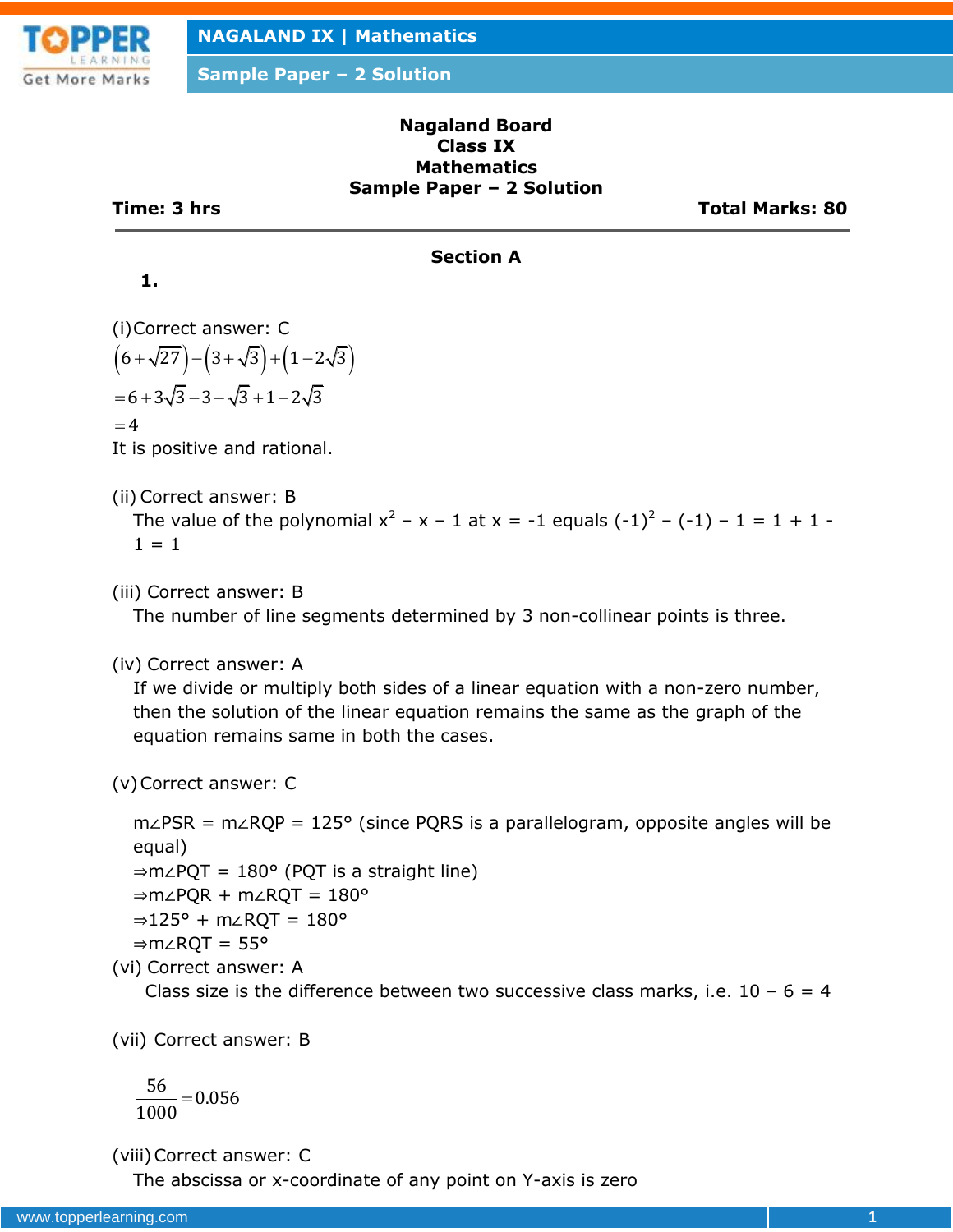**Nagaland Board**
**Class IX**
**Mathematics**
**Sample Paper – 2 Solution**

**Time: 3 hrs** **Total Marks: 80**

## Section A

**1.**

(i) Correct answer: C

$$\left(6+\sqrt{27}\right)-\left(3+\sqrt{3}\right)+\left(1-2\sqrt{3}\right)$$
$$=6+3\sqrt{3}-3-\sqrt{3}+1-2\sqrt{3}$$
$$=4$$

It is positive and rational.

(ii) Correct answer: B

The value of the polynomial $x^2 - x - 1$ at $x = -1$ equals $(-1)^2 - (-1) - 1 = 1 + 1 - 1 = 1$

(iii) Correct answer: B

The number of line segments determined by 3 non-collinear points is three.

(iv) Correct answer: A

If we divide or multiply both sides of a linear equation with a non-zero number, then the solution of the linear equation remains the same as the graph of the equation remains same in both the cases.

(v) Correct answer: C

m∠PSR = m∠RQP = 125° (since PQRS is a parallelogram, opposite angles will be equal)

⇒m∠PQT = 180° (PQT is a straight line)

⇒m∠PQR + m∠RQT = 180°

⇒125° + m∠RQT = 180°

⇒m∠RQT = 55°

(vi) Correct answer: A

Class size is the difference between two successive class marks, i.e. 10 – 6 = 4

(vii) Correct answer: B

$$\frac{56}{1000}=0.056$$

(viii) Correct answer: C

The abscissa or x-coordinate of any point on Y-axis is zero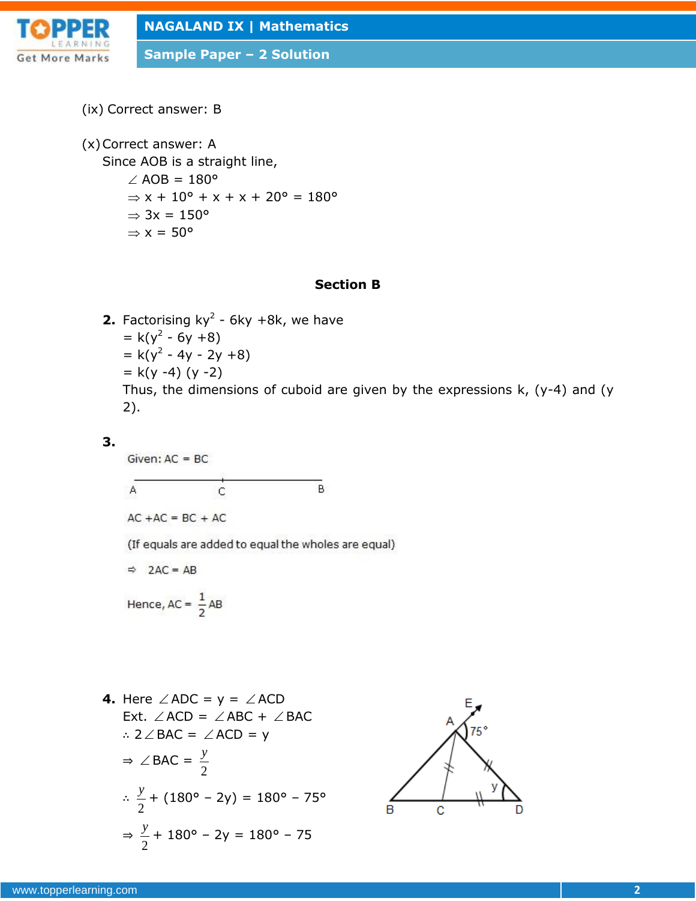(ix) Correct answer: B

(x) Correct answer: A

Since AOB is a straight line,

$\angle$ AOB = 180°

$\Rightarrow$ x + 10° + x + x + 20° = 180°

$\Rightarrow$ 3x = 150°

$\Rightarrow$ x = 50°

## Section B

**2.** Factorising $ky^2 - 6ky + 8k$, we have

$= k(y^2 - 6y + 8)$

$= k(y^2 - 4y - 2y + 8)$

$= k(y - 4)(y - 2)$

Thus, the dimensions of cuboid are given by the expressions k, (y-4) and (y 2).

**3.**

Given: AC = BC

A C B

AC + AC = BC + AC

(If equals are added to equal the wholes are equal)

$\Rightarrow$ 2AC = AB

Hence, AC = $\frac{1}{2}$AB

**4.** Here $\angle$ADC = y = $\angle$ACD

Ext. $\angle$ACD = $\angle$ABC + $\angle$BAC

$\therefore$ 2$\angle$BAC = $\angle$ACD = y

$\Rightarrow \angle BAC = \frac{y}{2}$

$\therefore \frac{y}{2} + (180° - 2y) = 180° - 75°$

$\Rightarrow \frac{y}{2} + 180° - 2y = 180° - 75$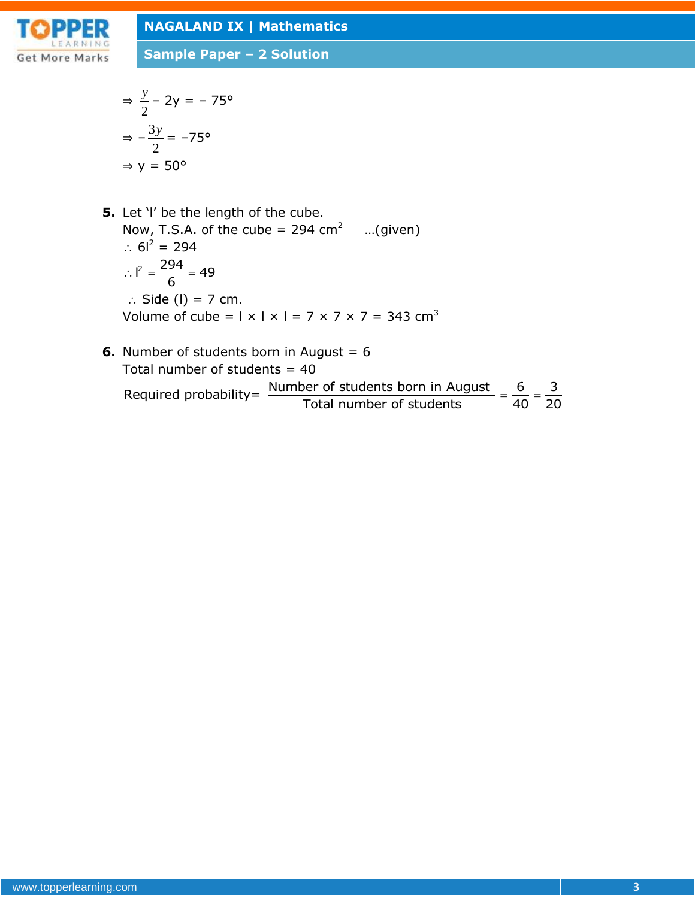$\Rightarrow \frac{y}{2} - 2y = -75°$

$\Rightarrow -\frac{3y}{2} = -75°$

$\Rightarrow y = 50°$

**5.** Let 'l' be the length of the cube.

Now, T.S.A. of the cube = 294 $cm^2$ ...(given)

$\therefore 6l^2 = 294$

$\therefore l^2 = \frac{294}{6} = 49$

$\therefore$ Side (l) = 7 cm.

Volume of cube = l × l × l = 7 × 7 × 7 = 343 $cm^3$

**6.** Number of students born in August = 6

Total number of students = 40

Required probability $= \frac{\text{Number of students born in August}}{\text{Total number of students}} = \frac{6}{40} = \frac{3}{20}$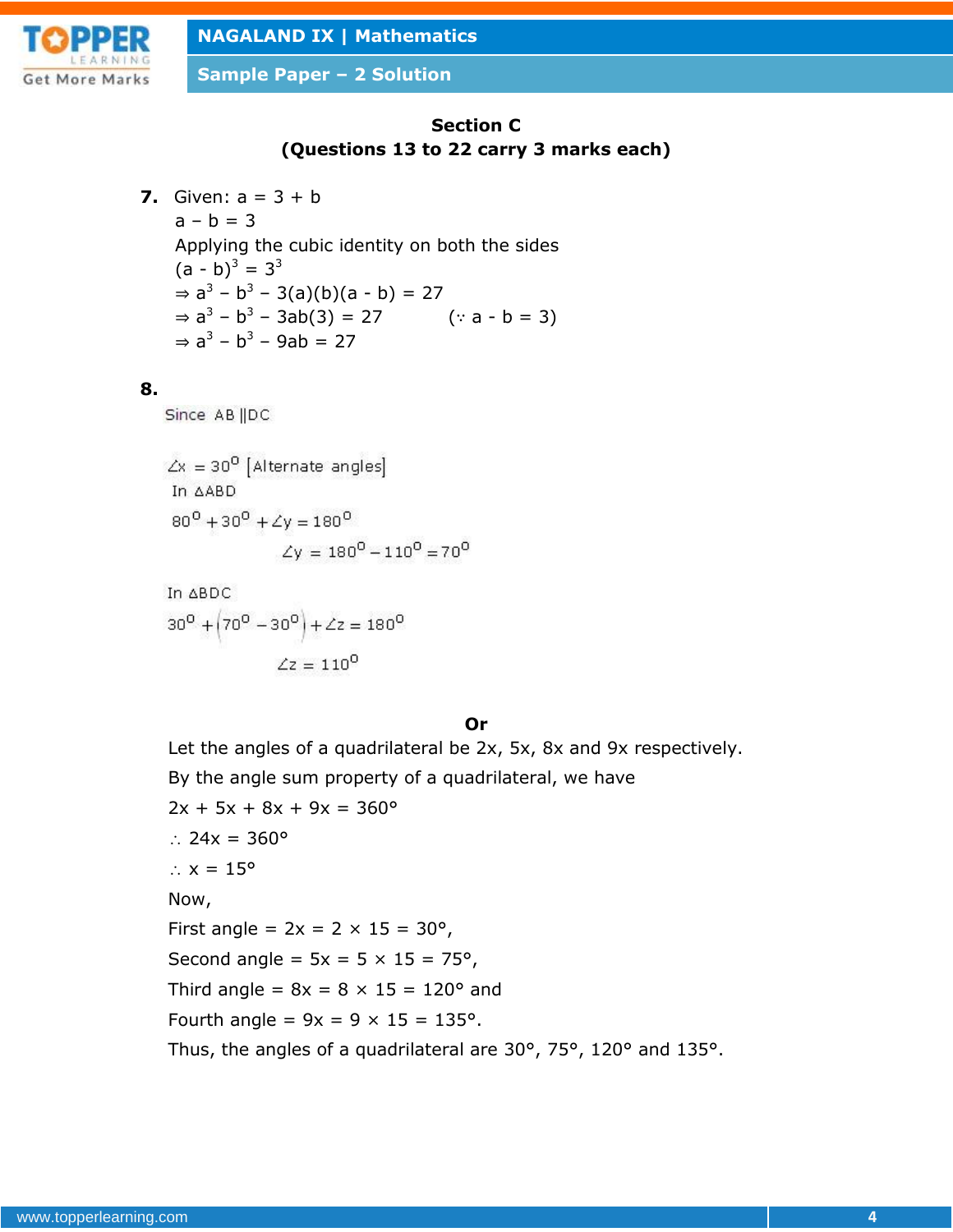## Section C

**(Questions 13 to 22 carry 3 marks each)**

**7.** Given: a = 3 + b

a – b = 3

Applying the cubic identity on both the sides

$(a - b)^3 = 3^3$

$\Rightarrow a^3 - b^3 - 3(a)(b)(a - b) = 27$

$\Rightarrow a^3 - b^3 - 3ab(3) = 27 \quad (\because a - b = 3)$

$\Rightarrow a^3 - b^3 - 9ab = 27$

**8.**

Since AB || DC

$\angle x = 30^0$ [Alternate angles]

In $\Delta ABD$

$80^0 + 30^0 + \angle y = 180^0$

$\angle y = 180^0 - 110^0 = 70^0$

In $\Delta BDC$

$30^0 + (70^0 - 30^0) + \angle z = 180^0$

$\angle z = 110^0$

**Or**

Let the angles of a quadrilateral be 2x, 5x, 8x and 9x respectively.

By the angle sum property of a quadrilateral, we have

$2x + 5x + 8x + 9x = 360°$

$\therefore 24x = 360°$

$\therefore x = 15°$

Now,

First angle = 2x = 2 × 15 = 30°,

Second angle = 5x = 5 × 15 = 75°,

Third angle = 8x = 8 × 15 = 120° and

Fourth angle = 9x = 9 × 15 = 135°.

Thus, the angles of a quadrilateral are 30°, 75°, 120° and 135°.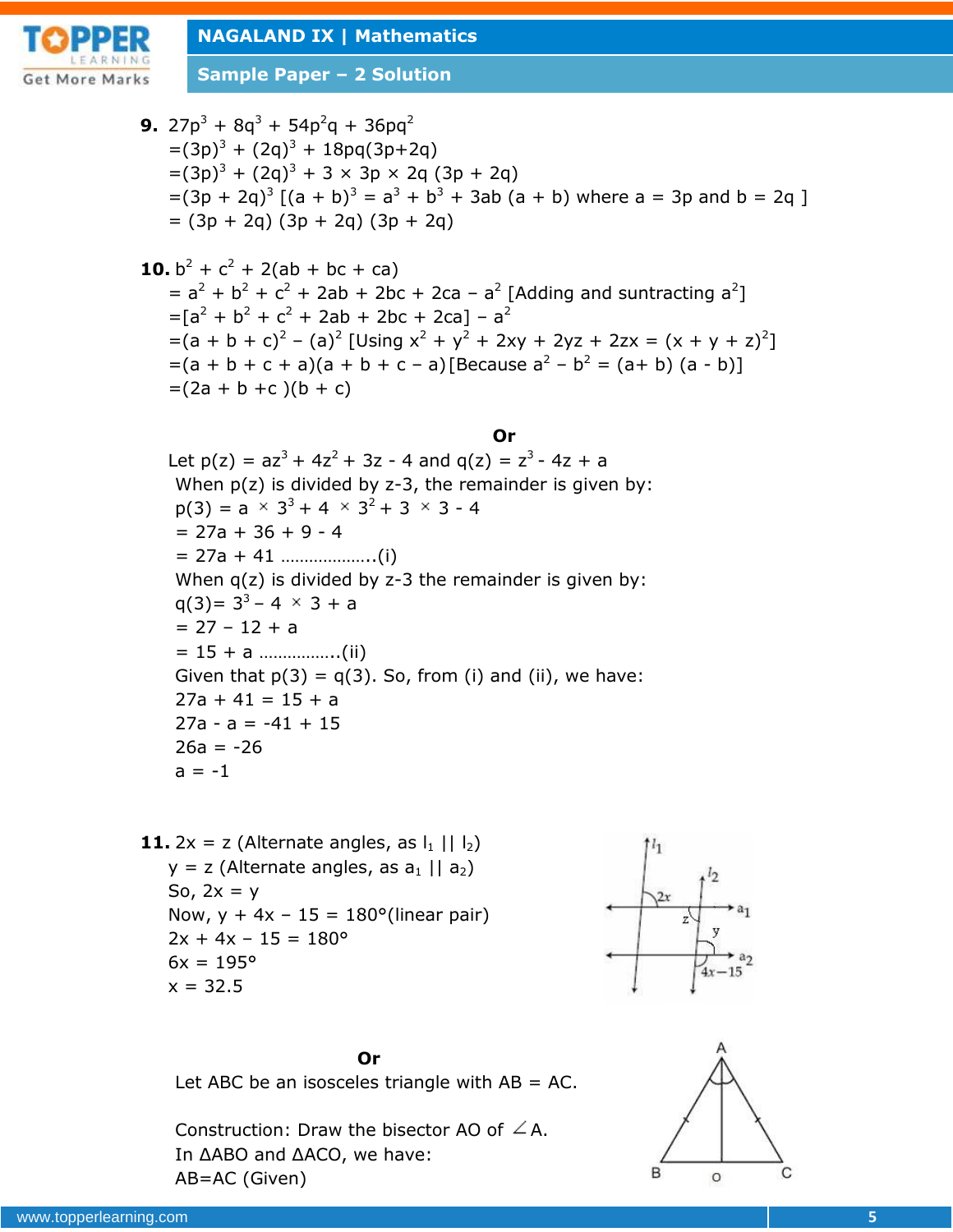**9.** $27p^3 + 8q^3 + 54p^2q + 36pq^2$

$=(3p)^3 + (2q)^3 + 18pq(3p+2q)$

$=(3p)^3 + (2q)^3 + 3 \times 3p \times 2q\,(3p + 2q)$

$=(3p + 2q)^3$ $[(a + b)^3 = a^3 + b^3 + 3ab\,(a + b)$ where $a = 3p$ and $b = 2q$ ]

$= (3p + 2q)\,(3p + 2q)\,(3p + 2q)$

**10.** $b^2 + c^2 + 2(ab + bc + ca)$

$= a^2 + b^2 + c^2 + 2ab + 2bc + 2ca - a^2$ [Adding and suntracting $a^2$]

$=[a^2 + b^2 + c^2 + 2ab + 2bc + 2ca] - a^2$

$=(a + b + c)^2 - (a)^2$ [Using $x^2 + y^2 + 2xy + 2yz + 2zx = (x + y + z)^2$]

$=(a + b + c + a)(a + b + c - a)$ [Because $a^2 - b^2 = (a+ b)\,(a - b)$]

$=(2a + b +c )(b + c)$

**Or**

Let $p(z) = az^3 + 4z^2 + 3z - 4$ and $q(z) = z^3 - 4z + a$

When p(z) is divided by z-3, the remainder is given by:

$p(3) = a \times 3^3 + 4 \times 3^2 + 3 \times 3 - 4$

$= 27a + 36 + 9 - 4$

$= 27a + 41$ ………………..(i)

When q(z) is divided by z-3 the remainder is given by:

$q(3)= 3^3 - 4 \times 3 + a$

$= 27 - 12 + a$

$= 15 + a$ …………….(ii)

Given that p(3) = q(3). So, from (i) and (ii), we have:

$27a + 41 = 15 + a$

$27a - a = -41 + 15$

$26a = -26$

$a = -1$

**11.** $2x = z$ (Alternate angles, as $l_1 \parallel l_2$)

$y = z$ (Alternate angles, as $a_1 \parallel a_2$)

So, $2x = y$

Now, $y + 4x - 15 = 180°$ (linear pair)

$2x + 4x - 15 = 180°$

$6x = 195°$

$x = 32.5$

**Or**

Let ABC be an isosceles triangle with AB = AC.

Construction: Draw the bisector AO of $\angle$A.

In ΔABO and ΔACO, we have:

AB=AC (Given)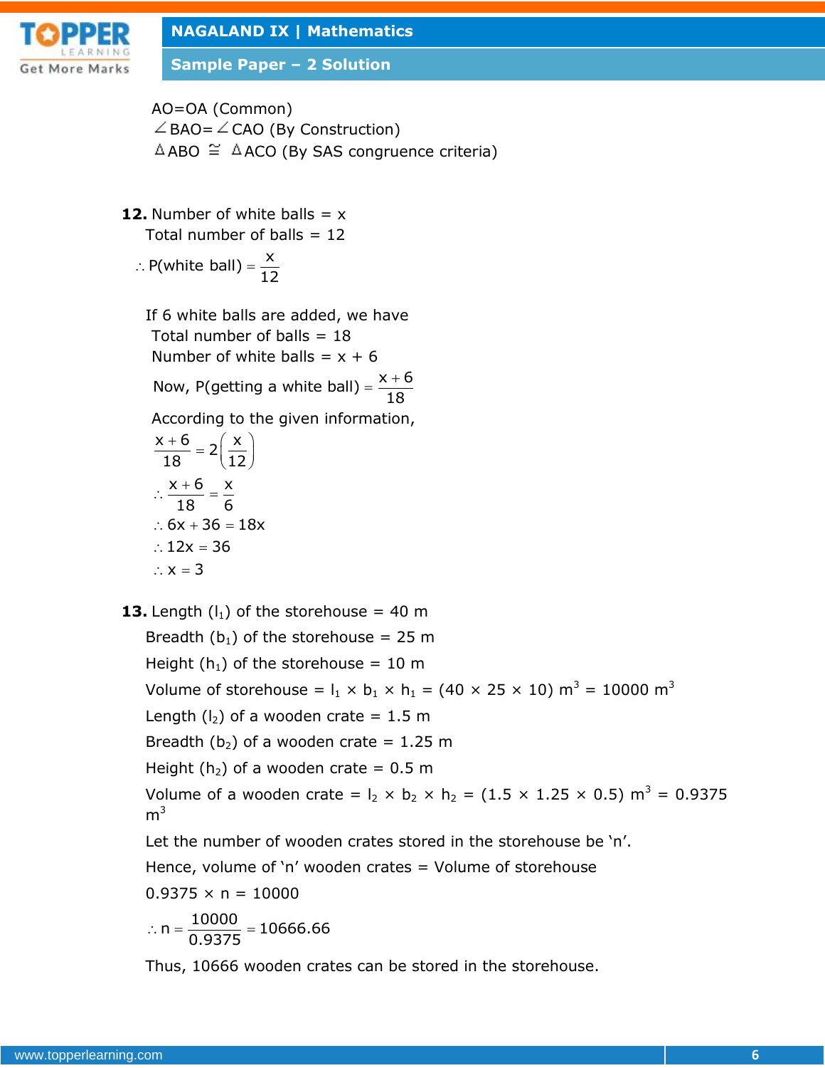AO=OA (Common)
$\angle$BAO=$\angle$CAO (By Construction)
$\Delta$ABO $\cong$ $\Delta$ACO (By SAS congruence criteria)

**12.** Number of white balls = x
Total number of balls = 12

$$\therefore \text{P(white ball)} = \frac{x}{12}$$

If 6 white balls are added, we have
Total number of balls = 18
Number of white balls = x + 6

Now, $\text{P(getting a white ball)} = \frac{x+6}{18}$

According to the given information,

$$\frac{x+6}{18} = 2\left(\frac{x}{12}\right)$$

$$\therefore \frac{x+6}{18} = \frac{x}{6}$$

$$\therefore 6x + 36 = 18x$$

$$\therefore 12x = 36$$

$$\therefore x = 3$$

**13.** Length ($l_1$) of the storehouse = 40 m
Breadth ($b_1$) of the storehouse = 25 m
Height ($h_1$) of the storehouse = 10 m
Volume of storehouse = $l_1 \times b_1 \times h_1$ = (40 × 25 × 10) $m^3$ = 10000 $m^3$
Length ($l_2$) of a wooden crate = 1.5 m
Breadth ($b_2$) of a wooden crate = 1.25 m
Height ($h_2$) of a wooden crate = 0.5 m
Volume of a wooden crate = $l_2 \times b_2 \times h_2$ = (1.5 × 1.25 × 0.5) $m^3$ = 0.9375 $m^3$
Let the number of wooden crates stored in the storehouse be 'n'.
Hence, volume of 'n' wooden crates = Volume of storehouse
0.9375 × n = 10000

$$\therefore n = \frac{10000}{0.9375} = 10666.66$$

Thus, 10666 wooden crates can be stored in the storehouse.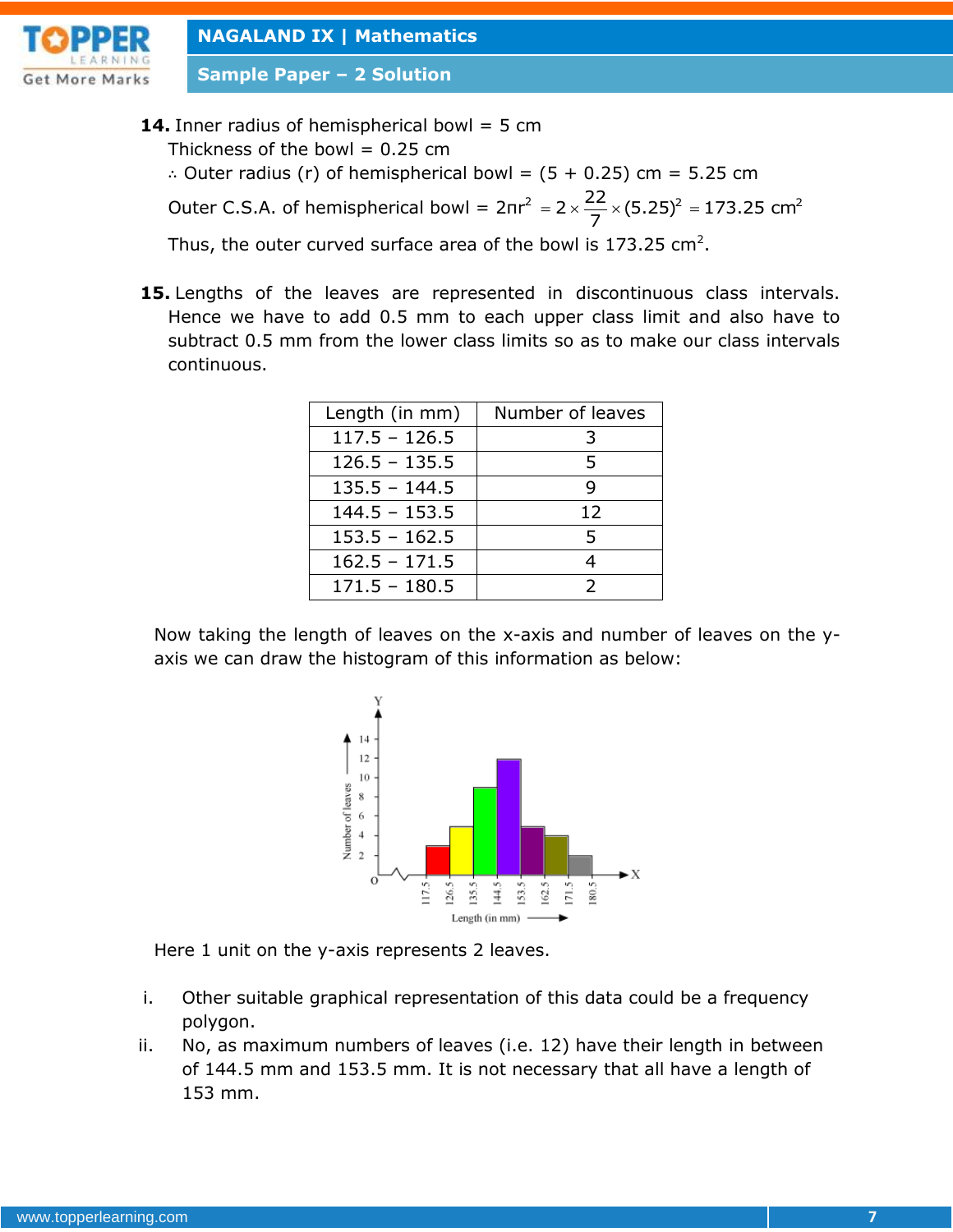**14.** Inner radius of hemispherical bowl = 5 cm

Thickness of the bowl = 0.25 cm

∴ Outer radius (r) of hemispherical bowl = (5 + 0.25) cm = 5.25 cm

Outer C.S.A. of hemispherical bowl = $2\pi r^2 = 2 \times \frac{22}{7} \times (5.25)^2 = 173.25 \text{ cm}^2$

Thus, the outer curved surface area of the bowl is 173.25 cm$^2$.

**15.** Lengths of the leaves are represented in discontinuous class intervals. Hence we have to add 0.5 mm to each upper class limit and also have to subtract 0.5 mm from the lower class limits so as to make our class intervals continuous.

| Length (in mm) | Number of leaves |
|---|---|
| 117.5 – 126.5 | 3 |
| 126.5 – 135.5 | 5 |
| 135.5 – 144.5 | 9 |
| 144.5 – 153.5 | 12 |
| 153.5 – 162.5 | 5 |
| 162.5 – 171.5 | 4 |
| 171.5 – 180.5 | 2 |

Now taking the length of leaves on the x-axis and number of leaves on the y-axis we can draw the histogram of this information as below:

Here 1 unit on the y-axis represents 2 leaves.

i. Other suitable graphical representation of this data could be a frequency polygon.

ii. No, as maximum numbers of leaves (i.e. 12) have their length in between of 144.5 mm and 153.5 mm. It is not necessary that all have a length of 153 mm.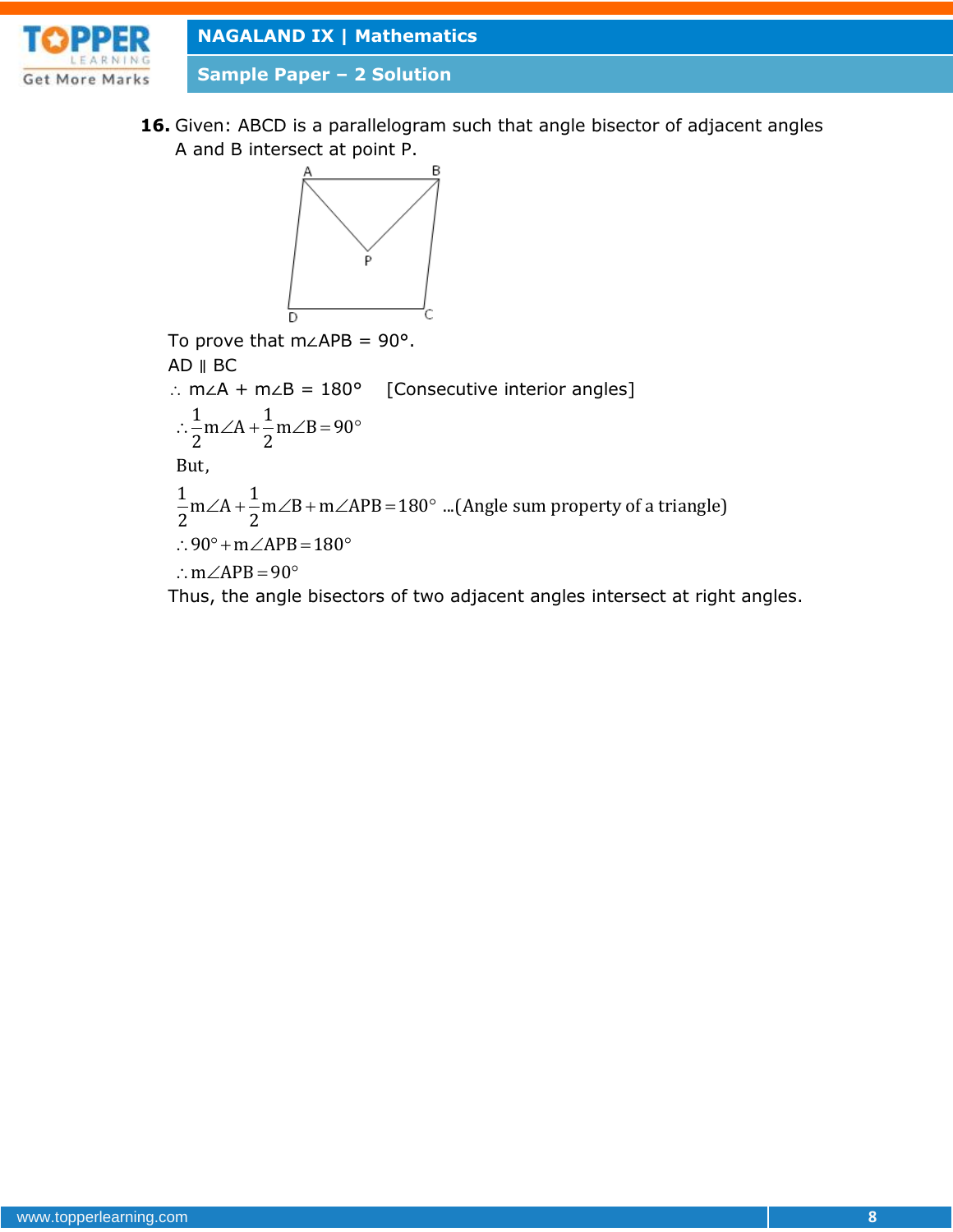**16.** Given: ABCD is a parallelogram such that angle bisector of adjacent angles A and B intersect at point P.

To prove that m∠APB = 90°.

AD ∥ BC

∴ m∠A + m∠B = 180° [Consecutive interior angles]

$$\therefore \frac{1}{2}m\angle A + \frac{1}{2}m\angle B = 90^\circ$$

But,

$$\frac{1}{2}m\angle A + \frac{1}{2}m\angle B + m\angle APB = 180^\circ \text{ ...(Angle sum property of a triangle)}$$

$$\therefore 90^\circ + m\angle APB = 180^\circ$$

$$\therefore m\angle APB = 90^\circ$$

Thus, the angle bisectors of two adjacent angles intersect at right angles.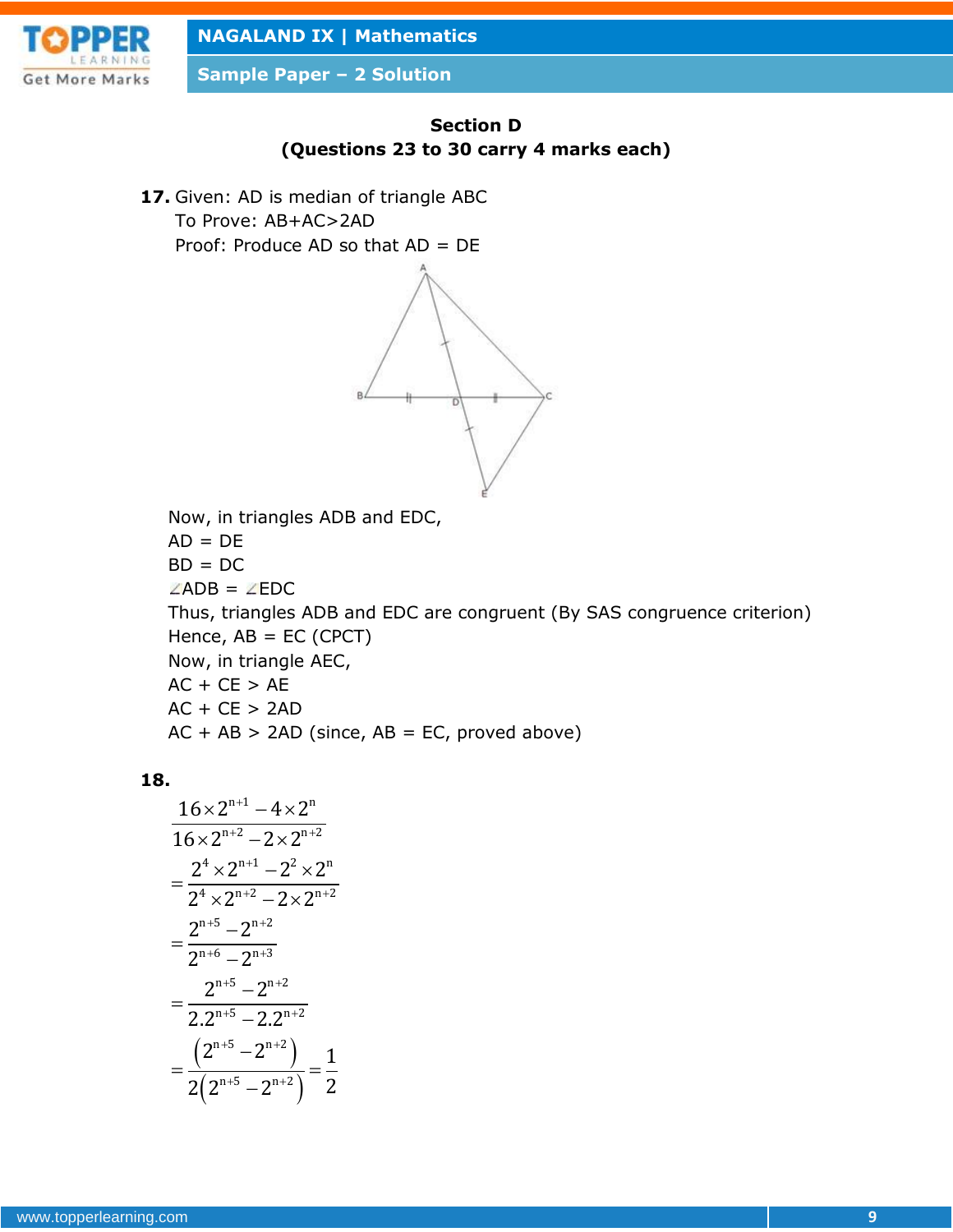## Section D
### (Questions 23 to 30 carry 4 marks each)

**17.** Given: AD is median of triangle ABC

To Prove: AB+AC>2AD

Proof: Produce AD so that AD = DE

Now, in triangles ADB and EDC,

AD = DE

BD = DC

∠ADB = ∠EDC

Thus, triangles ADB and EDC are congruent (By SAS congruence criterion)

Hence, AB = EC (CPCT)

Now, in triangle AEC,

AC + CE > AE

AC + CE > 2AD

AC + AB > 2AD (since, AB = EC, proved above)

**18.**

$$\frac{16\times 2^{n+1}-4\times 2^{n}}{16\times 2^{n+2}-2\times 2^{n+2}}$$

$$=\frac{2^{4}\times 2^{n+1}-2^{2}\times 2^{n}}{2^{4}\times 2^{n+2}-2\times 2^{n+2}}$$

$$=\frac{2^{n+5}-2^{n+2}}{2^{n+6}-2^{n+3}}$$

$$=\frac{2^{n+5}-2^{n+2}}{2.2^{n+5}-2.2^{n+2}}$$

$$=\frac{\left(2^{n+5}-2^{n+2}\right)}{2\left(2^{n+5}-2^{n+2}\right)}=\frac{1}{2}$$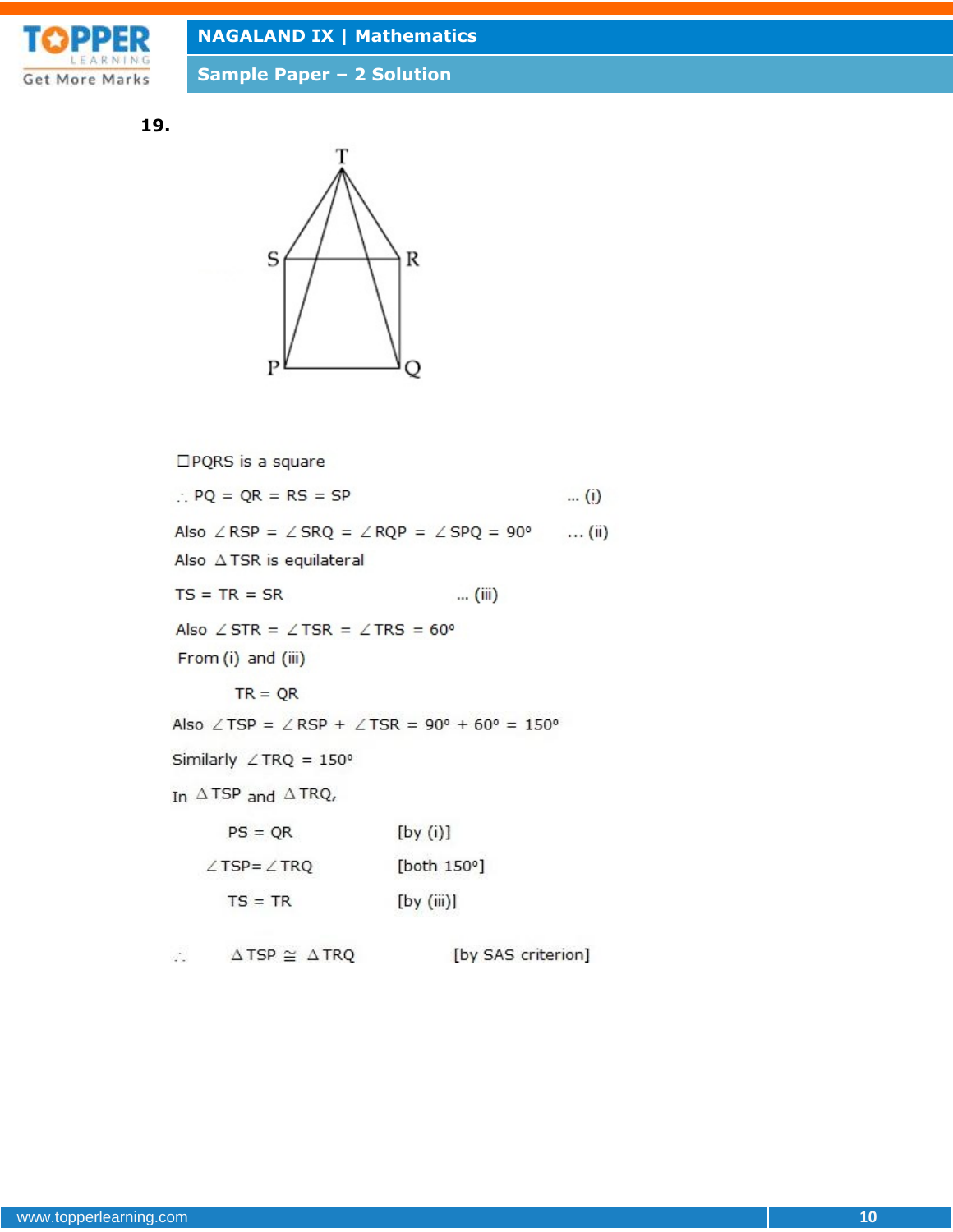**19.**

$\square$PQRS is a square

$\therefore$ PQ = QR = RS = SP ... (i)

Also $\angle$RSP = $\angle$SRQ = $\angle$RQP = $\angle$SPQ = 90° ... (ii)

Also $\Delta$TSR is equilateral

TS = TR = SR ... (iii)

Also $\angle$STR = $\angle$TSR = $\angle$TRS = 60°

From (i) and (iii)

TR = QR

Also $\angle$TSP = $\angle$RSP + $\angle$TSR = 90° + 60° = 150°

Similarly $\angle$TRQ = 150°

In $\Delta$TSP and $\Delta$TRQ,

PS = QR [by (i)]

$\angle$TSP = $\angle$TRQ [both 150°]

TS = TR [by (iii)]

$\therefore$ $\Delta$TSP $\cong$ $\Delta$TRQ [by SAS criterion]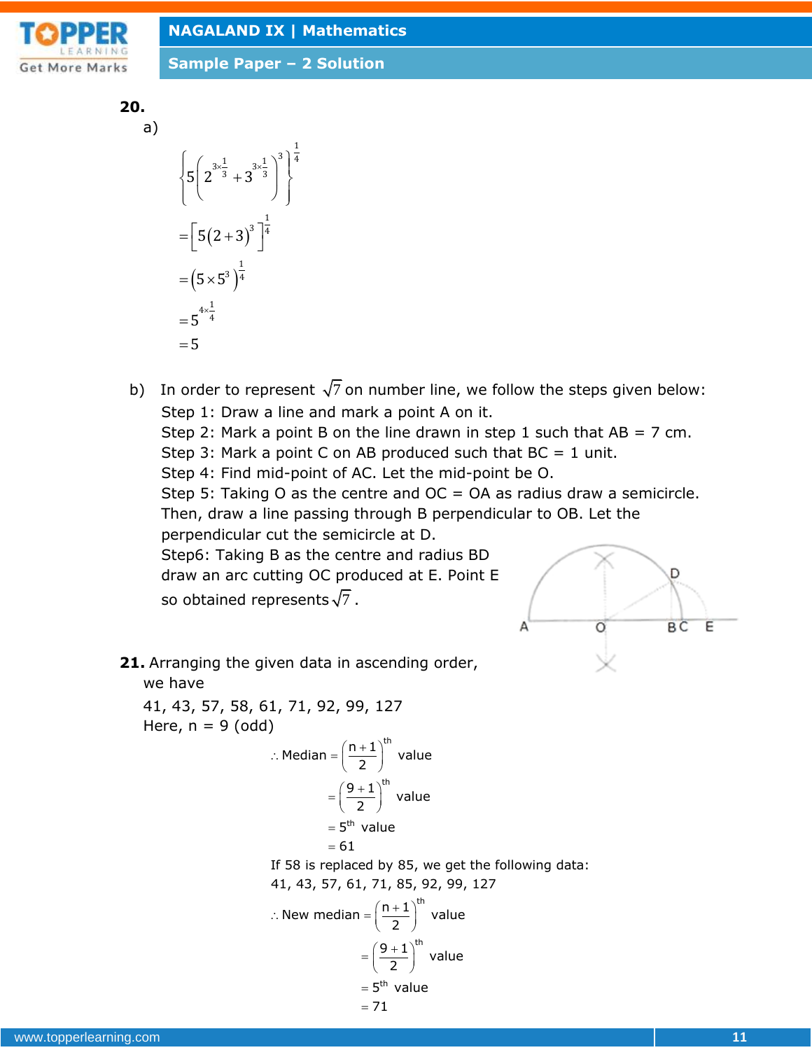**20.**

a)

$$\left\{5\left(2^{3\times\frac{1}{3}}+3^{3\times\frac{1}{3}}\right)^{3}\right\}^{\frac{1}{4}}$$

$$=\left[5(2+3)^{3}\right]^{\frac{1}{4}}$$

$$=\left(5\times5^{3}\right)^{\frac{1}{4}}$$

$$=5^{4\times\frac{1}{4}}$$

$$=5$$

b) In order to represent $\sqrt{7}$ on number line, we follow the steps given below:

Step 1: Draw a line and mark a point A on it.

Step 2: Mark a point B on the line drawn in step 1 such that AB = 7 cm.

Step 3: Mark a point C on AB produced such that BC = 1 unit.

Step 4: Find mid-point of AC. Let the mid-point be O.

Step 5: Taking O as the centre and OC = OA as radius draw a semicircle. Then, draw a line passing through B perpendicular to OB. Let the perpendicular cut the semicircle at D.

Step6: Taking B as the centre and radius BD draw an arc cutting OC produced at E. Point E so obtained represents $\sqrt{7}$.

**21.** Arranging the given data in ascending order, we have

41, 43, 57, 58, 61, 71, 92, 99, 127

Here, n = 9 (odd)

$$\therefore \text{Median} = \left(\frac{n+1}{2}\right)^{th} \text{ value}$$

$$= \left(\frac{9+1}{2}\right)^{th} \text{ value}$$

$$= 5^{th} \text{ value}$$

$$= 61$$

If 58 is replaced by 85, we get the following data:

41, 43, 57, 61, 71, 85, 92, 99, 127

$$\therefore \text{New median} = \left(\frac{n+1}{2}\right)^{th} \text{ value}$$

$$= \left(\frac{9+1}{2}\right)^{th} \text{ value}$$

$$= 5^{th} \text{ value}$$

$$= 71$$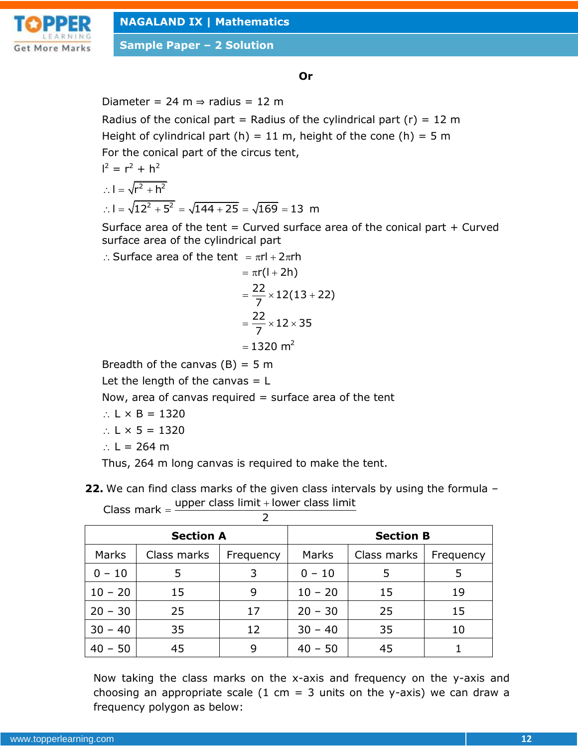**Or**

Diameter = 24 m ⇒ radius = 12 m

Radius of the conical part = Radius of the cylindrical part (r) = 12 m

Height of cylindrical part (h) = 11 m, height of the cone (h) = 5 m

For the conical part of the circus tent,

$l^2 = r^2 + h^2$

$\therefore l = \sqrt{r^2 + h^2}$

$\therefore l = \sqrt{12^2 + 5^2} = \sqrt{144 + 25} = \sqrt{169} = 13$ m

Surface area of the tent = Curved surface area of the conical part + Curved surface area of the cylindrical part

$$
\begin{aligned}
\therefore \text{Surface area of the tent } &= \pi rl + 2\pi rh \\
&= \pi r(l + 2h) \\
&= \frac{22}{7} \times 12(13 + 22) \\
&= \frac{22}{7} \times 12 \times 35 \\
&= 1320 \text{ m}^2
\end{aligned}
$$

Breadth of the canvas (B) = 5 m

Let the length of the canvas = L

Now, area of canvas required = surface area of the tent

$\therefore$ L × B = 1320

$\therefore$ L × 5 = 1320

$\therefore$ L = 264 m

Thus, 264 m long canvas is required to make the tent.

**22.** We can find class marks of the given class intervals by using the formula –

$$\text{Class mark} = \frac{\text{upper class limit} + \text{lower class limit}}{2}$$

| Section A | | | Section B | | |
|---|---|---|---|---|---|
| Marks | Class marks | Frequency | Marks | Class marks | Frequency |
| 0 – 10 | 5 | 3 | 0 – 10 | 5 | 5 |
| 10 – 20 | 15 | 9 | 10 – 20 | 15 | 19 |
| 20 – 30 | 25 | 17 | 20 – 30 | 25 | 15 |
| 30 – 40 | 35 | 12 | 30 – 40 | 35 | 10 |
| 40 – 50 | 45 | 9 | 40 – 50 | 45 | 1 |

Now taking the class marks on the x-axis and frequency on the y-axis and choosing an appropriate scale (1 cm = 3 units on the y-axis) we can draw a frequency polygon as below: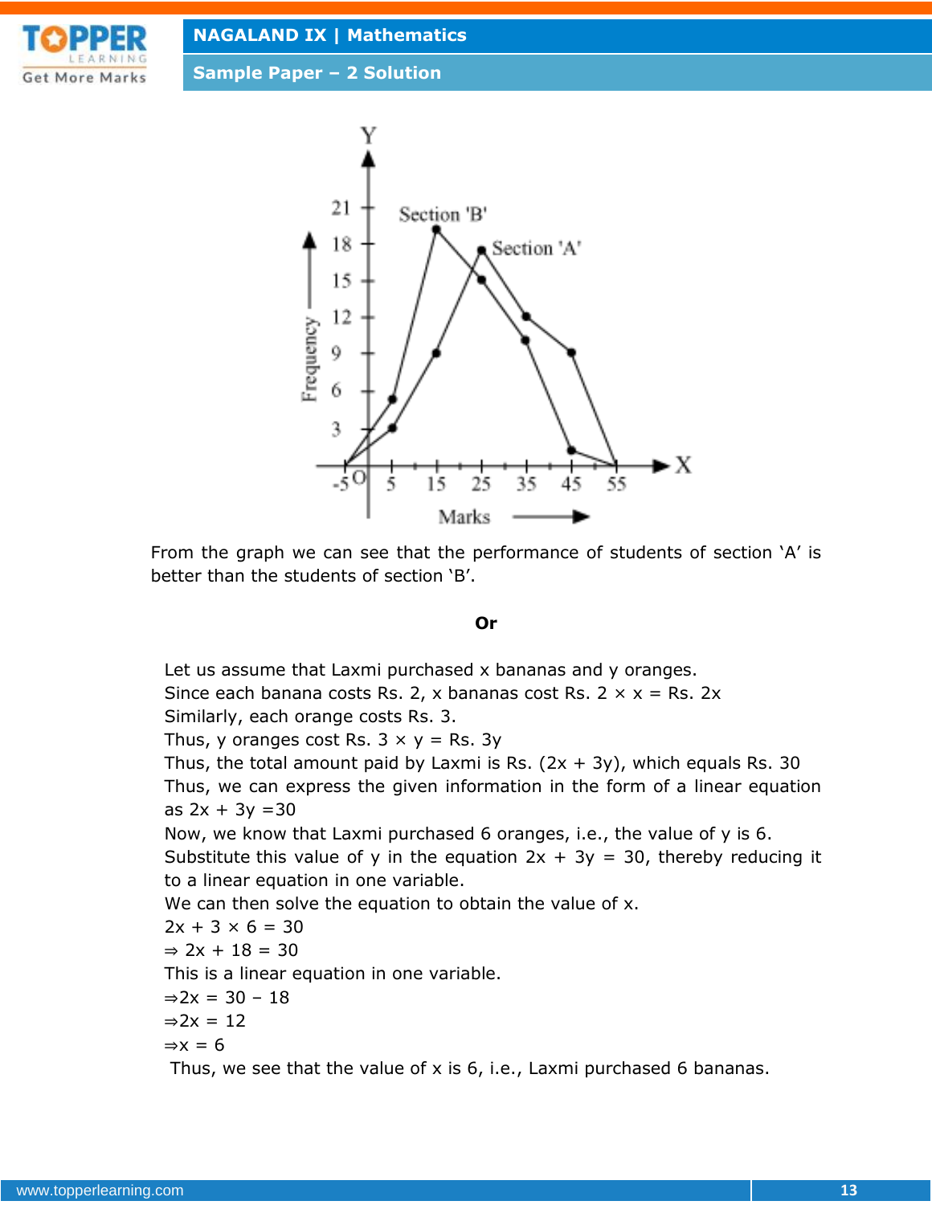Y

21

18

15

12

9

6

3

Frequency

Section 'B'

Section 'A'

-5 O 5 15 25 35 45 55 X

Marks

From the graph we can see that the performance of students of section 'A' is better than the students of section 'B'.

**Or**

Let us assume that Laxmi purchased x bananas and y oranges.
Since each banana costs Rs. 2, x bananas cost Rs. $2 \times x$ = Rs. $2x$
Similarly, each orange costs Rs. 3.
Thus, y oranges cost Rs. $3 \times y$ = Rs. $3y$
Thus, the total amount paid by Laxmi is Rs. $(2x + 3y)$, which equals Rs. 30
Thus, we can express the given information in the form of a linear equation as $2x + 3y = 30$
Now, we know that Laxmi purchased 6 oranges, i.e., the value of y is 6.
Substitute this value of y in the equation $2x + 3y = 30$, thereby reducing it to a linear equation in one variable.
We can then solve the equation to obtain the value of x.
$2x + 3 \times 6 = 30$
$\Rightarrow 2x + 18 = 30$
This is a linear equation in one variable.
$\Rightarrow 2x = 30 - 18$
$\Rightarrow 2x = 12$
$\Rightarrow x = 6$
Thus, we see that the value of x is 6, i.e., Laxmi purchased 6 bananas.